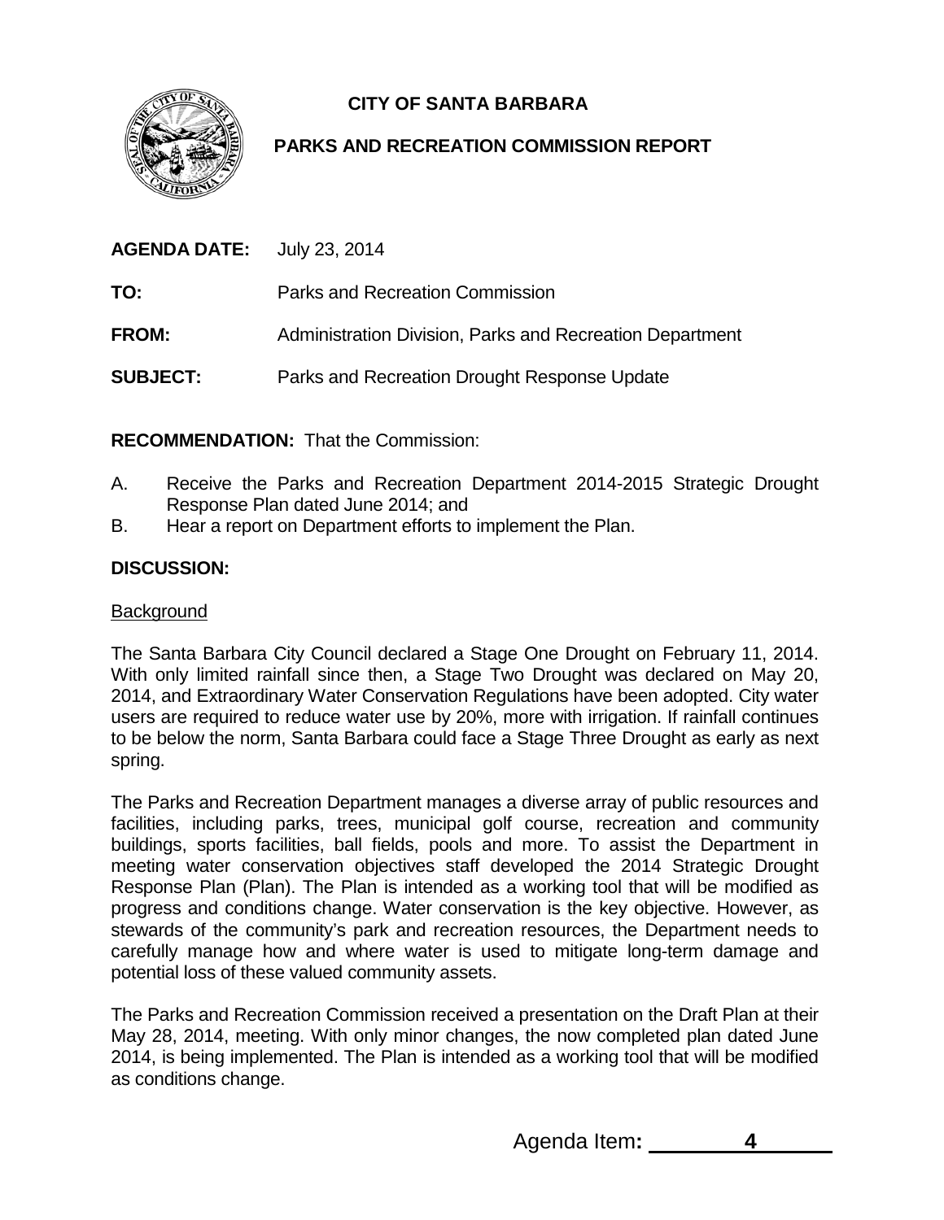# CITY OF SANTA BARBARA

## PARKS AND RECREATION COMMISSION REPORT

**AGENDA DATE:** July 23, 2014

**TO:** Parks and Recreation Commission

**FROM:** Administration Division, Parks and Recreation Department

**SUBJECT:** Parks and Recreation Drought Response Update

**RECOMMENDATION:** That the Commission:

A. Receive the Parks and Recreation Department 2014-2015 Strategic Drought Response Plan dated June 2014; and
B. Hear a report on Department efforts to implement the Plan.

**DISCUSSION:**

Background

The Santa Barbara City Council declared a Stage One Drought on February 11, 2014. With only limited rainfall since then, a Stage Two Drought was declared on May 20, 2014, and Extraordinary Water Conservation Regulations have been adopted. City water users are required to reduce water use by 20%, more with irrigation. If rainfall continues to be below the norm, Santa Barbara could face a Stage Three Drought as early as next spring.

The Parks and Recreation Department manages a diverse array of public resources and facilities, including parks, trees, municipal golf course, recreation and community buildings, sports facilities, ball fields, pools and more. To assist the Department in meeting water conservation objectives staff developed the 2014 Strategic Drought Response Plan (Plan). The Plan is intended as a working tool that will be modified as progress and conditions change. Water conservation is the key objective. However, as stewards of the community's park and recreation resources, the Department needs to carefully manage how and where water is used to mitigate long-term damage and potential loss of these valued community assets.

The Parks and Recreation Commission received a presentation on the Draft Plan at their May 28, 2014, meeting. With only minor changes, the now completed plan dated June 2014, is being implemented. The Plan is intended as a working tool that will be modified as conditions change.

Agenda Item: 4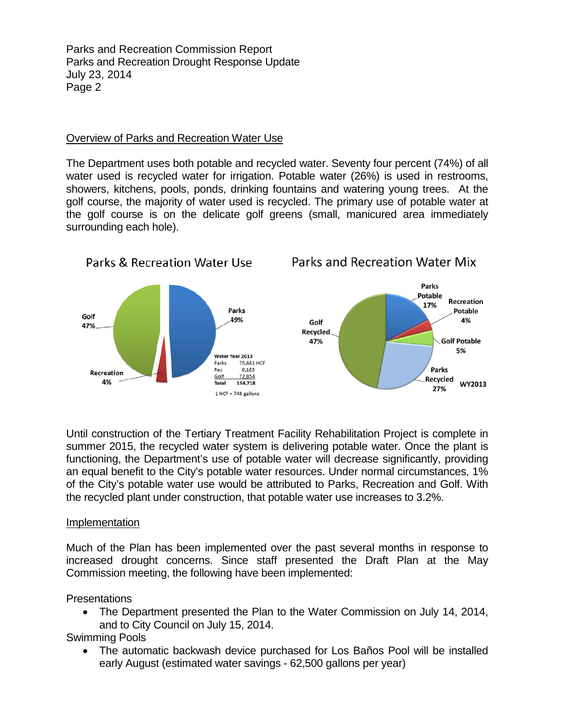## Overview of Parks and Recreation Water Use

The Department uses both potable and recycled water. Seventy four percent (74%) of all water used is recycled water for irrigation. Potable water (26%) is used in restrooms, showers, kitchens, pools, ponds, drinking fountains and watering young trees. At the golf course, the majority of water used is recycled. The primary use of potable water at the golf course is on the delicate golf greens (small, manicured area immediately surrounding each hole).

**Parks & Recreation Water Use**

- Parks 49%
- Golf 47%
- Recreation 4%

| Water Year 2013 | |
|---|---|
| Parks | 75,681 HCF |
| Rec | 6,183 |
| Golf | 72,854 |
| **Total** | **154,718** |

1 HCF = 748 gallons

**Parks and Recreation Water Mix**

- Parks Potable 17%
- Recreation Potable 4%
- Golf Potable 5%
- Parks Recycled 27%
- Golf Recycled 47%

WY2013

Until construction of the Tertiary Treatment Facility Rehabilitation Project is complete in summer 2015, the recycled water system is delivering potable water. Once the plant is functioning, the Department's use of potable water will decrease significantly, providing an equal benefit to the City's potable water resources. Under normal circumstances, 1% of the City's potable water use would be attributed to Parks, Recreation and Golf. With the recycled plant under construction, that potable water use increases to 3.2%.

## Implementation

Much of the Plan has been implemented over the past several months in response to increased drought concerns. Since staff presented the Draft Plan at the May Commission meeting, the following have been implemented:

Presentations

- The Department presented the Plan to the Water Commission on July 14, 2014, and to City Council on July 15, 2014.

Swimming Pools

- The automatic backwash device purchased for Los Baños Pool will be installed early August (estimated water savings - 62,500 gallons per year)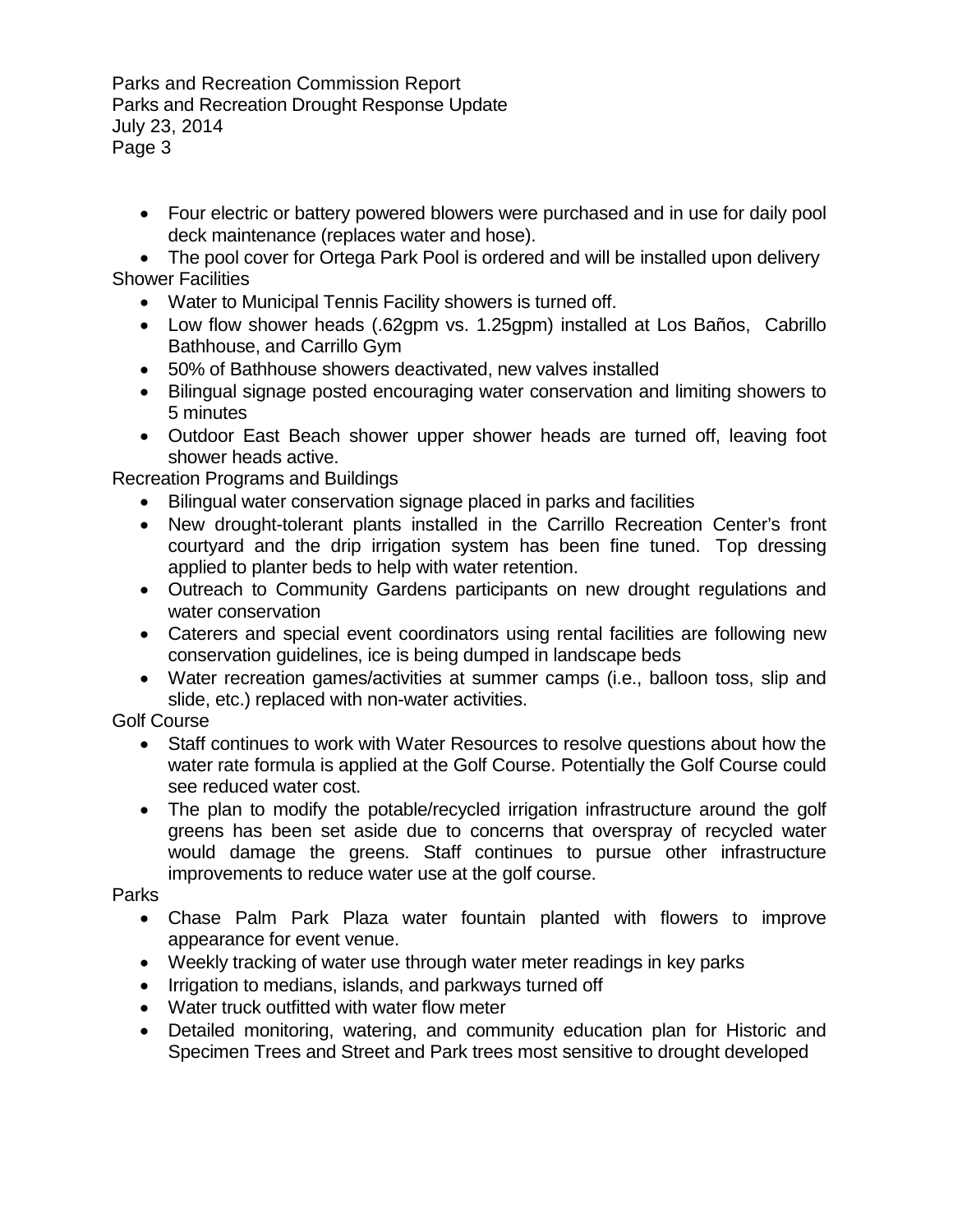- Four electric or battery powered blowers were purchased and in use for daily pool deck maintenance (replaces water and hose).
- The pool cover for Ortega Park Pool is ordered and will be installed upon delivery

Shower Facilities

- Water to Municipal Tennis Facility showers is turned off.
- Low flow shower heads (.62gpm vs. 1.25gpm) installed at Los Baños, Cabrillo Bathhouse, and Carrillo Gym
- 50% of Bathhouse showers deactivated, new valves installed
- Bilingual signage posted encouraging water conservation and limiting showers to 5 minutes
- Outdoor East Beach shower upper shower heads are turned off, leaving foot shower heads active.

Recreation Programs and Buildings

- Bilingual water conservation signage placed in parks and facilities
- New drought-tolerant plants installed in the Carrillo Recreation Center's front courtyard and the drip irrigation system has been fine tuned. Top dressing applied to planter beds to help with water retention.
- Outreach to Community Gardens participants on new drought regulations and water conservation
- Caterers and special event coordinators using rental facilities are following new conservation guidelines, ice is being dumped in landscape beds
- Water recreation games/activities at summer camps (i.e., balloon toss, slip and slide, etc.) replaced with non-water activities.

Golf Course

- Staff continues to work with Water Resources to resolve questions about how the water rate formula is applied at the Golf Course. Potentially the Golf Course could see reduced water cost.
- The plan to modify the potable/recycled irrigation infrastructure around the golf greens has been set aside due to concerns that overspray of recycled water would damage the greens. Staff continues to pursue other infrastructure improvements to reduce water use at the golf course.

Parks

- Chase Palm Park Plaza water fountain planted with flowers to improve appearance for event venue.
- Weekly tracking of water use through water meter readings in key parks
- Irrigation to medians, islands, and parkways turned off
- Water truck outfitted with water flow meter
- Detailed monitoring, watering, and community education plan for Historic and Specimen Trees and Street and Park trees most sensitive to drought developed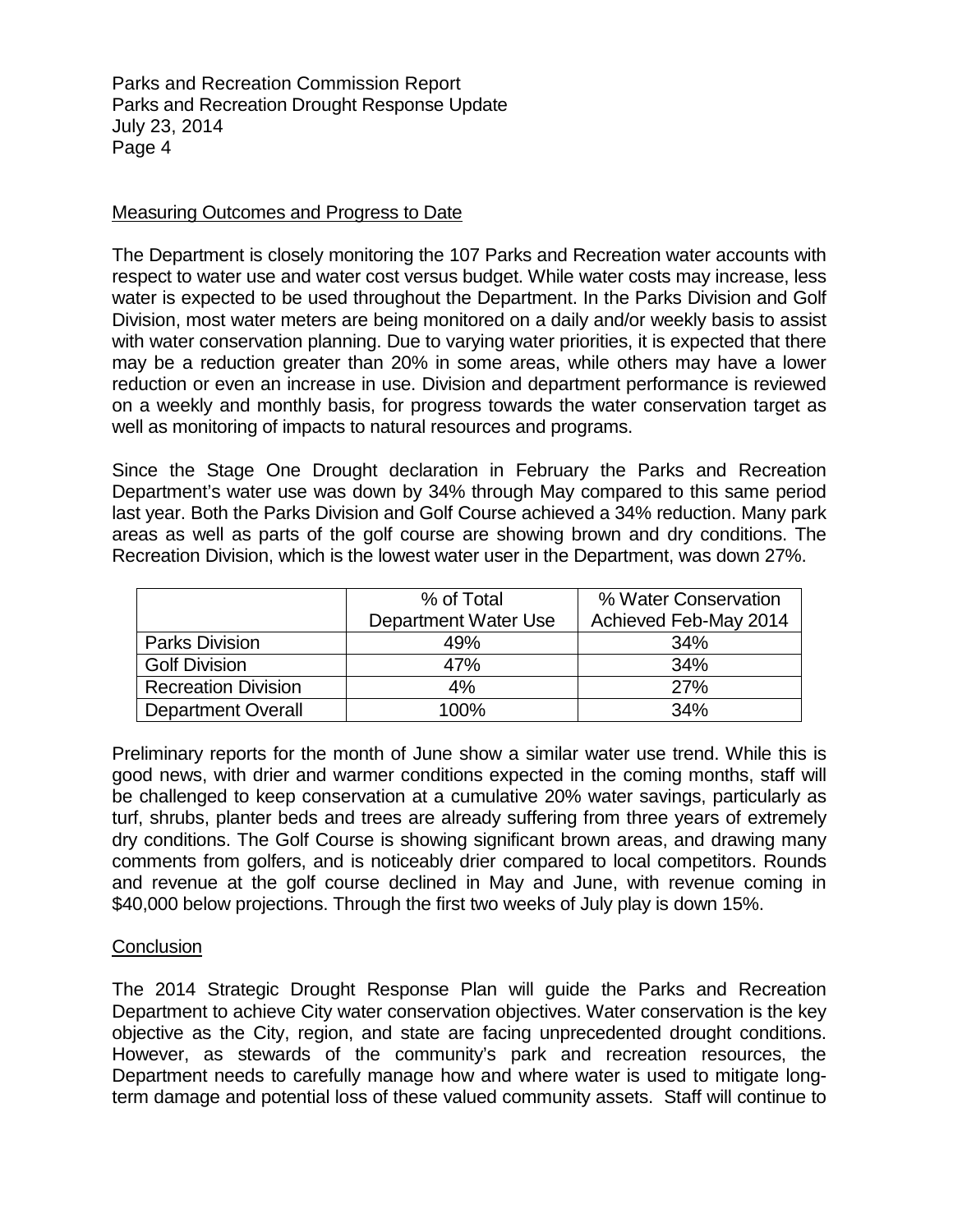## Measuring Outcomes and Progress to Date

The Department is closely monitoring the 107 Parks and Recreation water accounts with respect to water use and water cost versus budget. While water costs may increase, less water is expected to be used throughout the Department. In the Parks Division and Golf Division, most water meters are being monitored on a daily and/or weekly basis to assist with water conservation planning. Due to varying water priorities, it is expected that there may be a reduction greater than 20% in some areas, while others may have a lower reduction or even an increase in use. Division and department performance is reviewed on a weekly and monthly basis, for progress towards the water conservation target as well as monitoring of impacts to natural resources and programs.

Since the Stage One Drought declaration in February the Parks and Recreation Department's water use was down by 34% through May compared to this same period last year. Both the Parks Division and Golf Course achieved a 34% reduction. Many park areas as well as parts of the golf course are showing brown and dry conditions. The Recreation Division, which is the lowest water user in the Department, was down 27%.

| | % of Total Department Water Use | % Water Conservation Achieved Feb-May 2014 |
|---|---|---|
| Parks Division | 49% | 34% |
| Golf Division | 47% | 34% |
| Recreation Division | 4% | 27% |
| Department Overall | 100% | 34% |

Preliminary reports for the month of June show a similar water use trend. While this is good news, with drier and warmer conditions expected in the coming months, staff will be challenged to keep conservation at a cumulative 20% water savings, particularly as turf, shrubs, planter beds and trees are already suffering from three years of extremely dry conditions. The Golf Course is showing significant brown areas, and drawing many comments from golfers, and is noticeably drier compared to local competitors. Rounds and revenue at the golf course declined in May and June, with revenue coming in $40,000 below projections. Through the first two weeks of July play is down 15%.

## Conclusion

The 2014 Strategic Drought Response Plan will guide the Parks and Recreation Department to achieve City water conservation objectives. Water conservation is the key objective as the City, region, and state are facing unprecedented drought conditions. However, as stewards of the community's park and recreation resources, the Department needs to carefully manage how and where water is used to mitigate long-term damage and potential loss of these valued community assets. Staff will continue to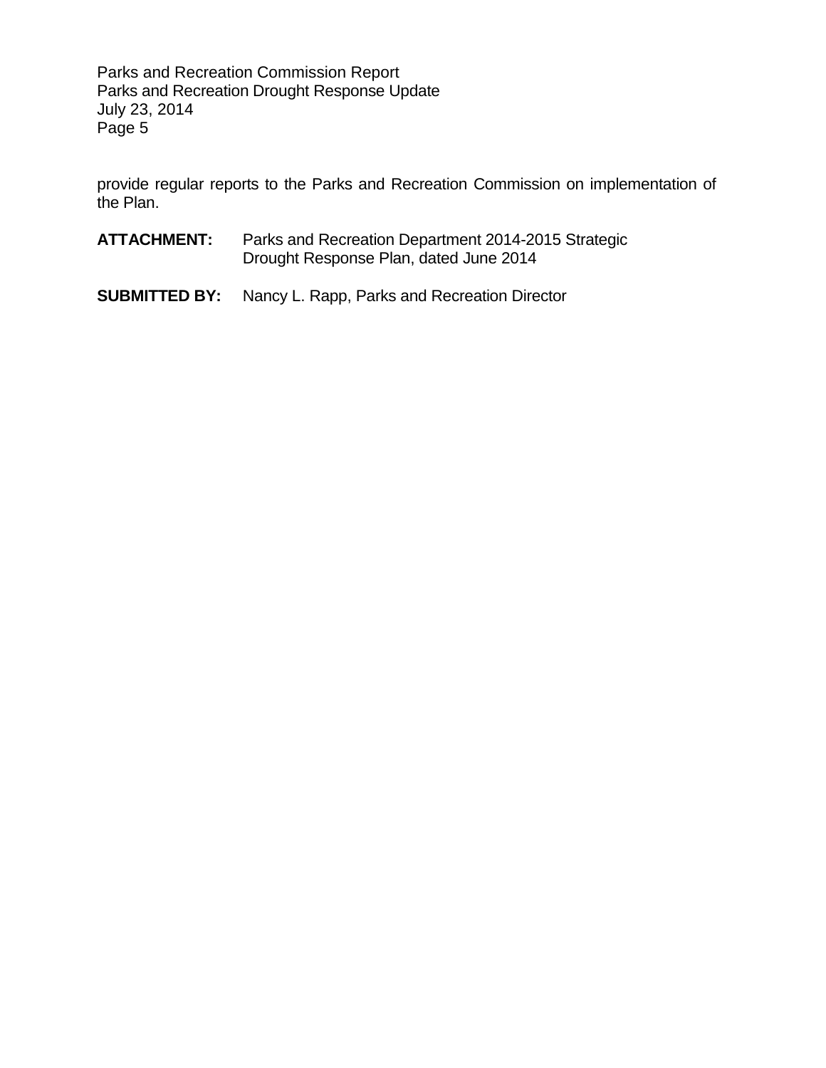provide regular reports to the Parks and Recreation Commission on implementation of the Plan.

**ATTACHMENT:** Parks and Recreation Department 2014-2015 Strategic Drought Response Plan, dated June 2014

**SUBMITTED BY:** Nancy L. Rapp, Parks and Recreation Director